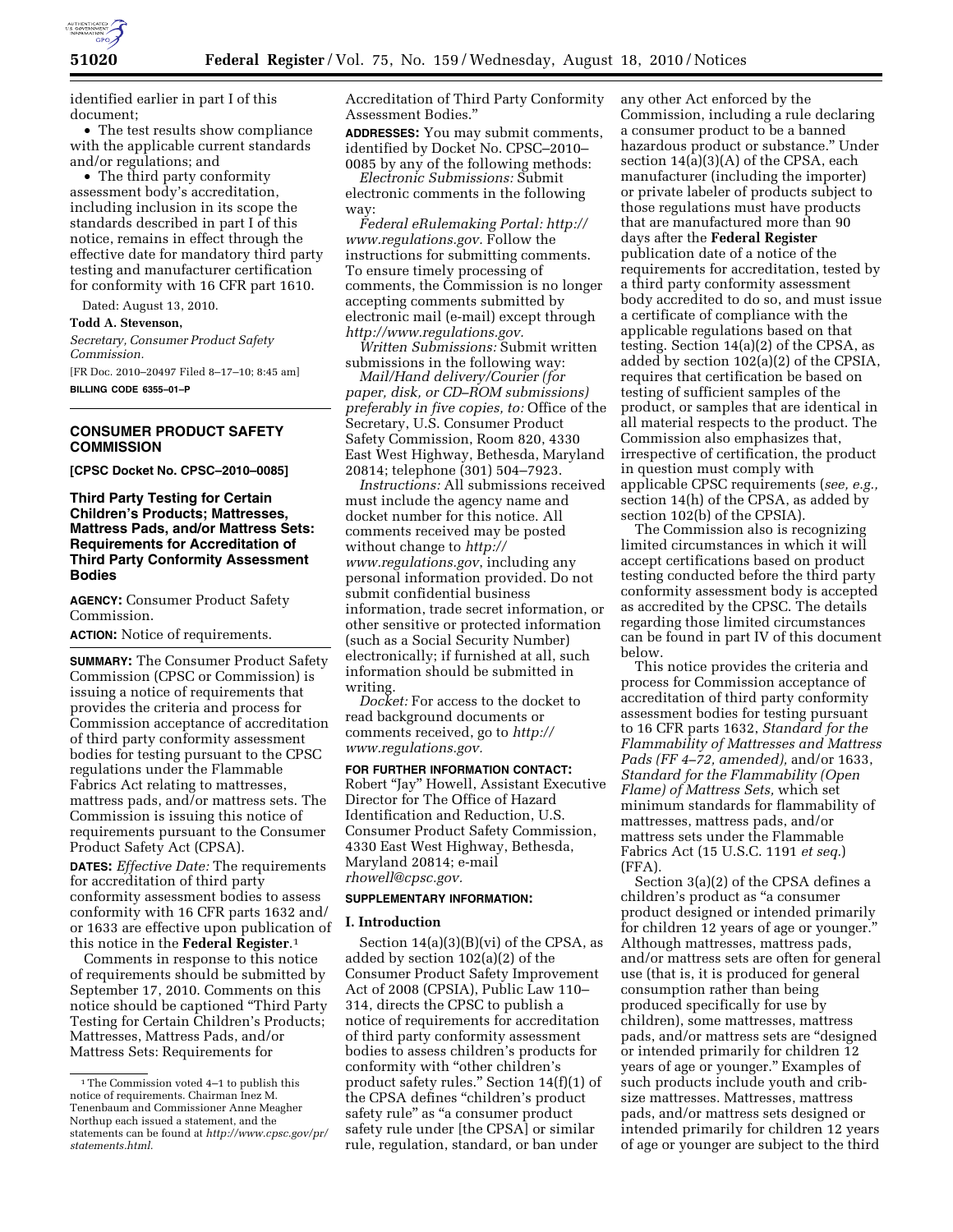identified earlier in part I of this document;

- The test results show compliance with the applicable current standards and/or regulations; and
- The third party conformity assessment body's accreditation, including inclusion in its scope the standards described in part I of this notice, remains in effect through the effective date for mandatory third party testing and manufacturer certification for conformity with 16 CFR part 1610.

Dated: August 13, 2010.

**Todd A. Stevenson,**

*Secretary, Consumer Product Safety Commission.*

[FR Doc. 2010–20497 Filed 8–17–10; 8:45 am]

**BILLING CODE 6355–01–P**

---

## CONSUMER PRODUCT SAFETY COMMISSION

**[CPSC Docket No. CPSC–2010–0085]**

### Third Party Testing for Certain Children's Products; Mattresses, Mattress Pads, and/or Mattress Sets: Requirements for Accreditation of Third Party Conformity Assessment Bodies

**AGENCY:** Consumer Product Safety Commission.

**ACTION:** Notice of requirements.

**SUMMARY:** The Consumer Product Safety Commission (CPSC or Commission) is issuing a notice of requirements that provides the criteria and process for Commission acceptance of accreditation of third party conformity assessment bodies for testing pursuant to the CPSC regulations under the Flammable Fabrics Act relating to mattresses, mattress pads, and/or mattress sets. The Commission is issuing this notice of requirements pursuant to the Consumer Product Safety Act (CPSA).

**DATES:** *Effective Date:* The requirements for accreditation of third party conformity assessment bodies to assess conformity with 16 CFR parts 1632 and/or 1633 are effective upon publication of this notice in the **Federal Register**.[1]

Comments in response to this notice of requirements should be submitted by September 17, 2010. Comments on this notice should be captioned "Third Party Testing for Certain Children's Products; Mattresses, Mattress Pads, and/or Mattress Sets: Requirements for Accreditation of Third Party Conformity Assessment Bodies."

**ADDRESSES:** You may submit comments, identified by Docket No. CPSC–2010–0085 by any of the following methods:

*Electronic Submissions:* Submit electronic comments in the following way:

*Federal eRulemaking Portal: http://www.regulations.gov.* Follow the instructions for submitting comments. To ensure timely processing of comments, the Commission is no longer accepting comments submitted by electronic mail (e-mail) except through *http://www.regulations.gov.*

*Written Submissions:* Submit written submissions in the following way:

*Mail/Hand delivery/Courier (for paper, disk, or CD–ROM submissions) preferably in five copies, to:* Office of the Secretary, U.S. Consumer Product Safety Commission, Room 820, 4330 East West Highway, Bethesda, Maryland 20814; telephone (301) 504–7923.

*Instructions:* All submissions received must include the agency name and docket number for this notice. All comments received may be posted without change to *http://www.regulations.gov*, including any personal information provided. Do not submit confidential business information, trade secret information, or other sensitive or protected information (such as a Social Security Number) electronically; if furnished at all, such information should be submitted in writing.

*Docket:* For access to the docket to read background documents or comments received, go to *http://www.regulations.gov.*

**FOR FURTHER INFORMATION CONTACT:** Robert "Jay" Howell, Assistant Executive Director for The Office of Hazard Identification and Reduction, U.S. Consumer Product Safety Commission, 4330 East West Highway, Bethesda, Maryland 20814; e-mail *rhowell@cpsc.gov.*

**SUPPLEMENTARY INFORMATION:**

### I. Introduction

Section 14(a)(3)(B)(vi) of the CPSA, as added by section 102(a)(2) of the Consumer Product Safety Improvement Act of 2008 (CPSIA), Public Law 110–314, directs the CPSC to publish a notice of requirements for accreditation of third party conformity assessment bodies to assess children's products for conformity with "other children's product safety rules." Section 14(f)(1) of the CPSA defines "children's product safety rule" as "a consumer product safety rule under [the CPSA] or similar rule, regulation, standard, or ban under any other Act enforced by the Commission, including a rule declaring a consumer product to be a banned hazardous product or substance." Under section 14(a)(3)(A) of the CPSA, each manufacturer (including the importer) or private labeler of products subject to those regulations must have products that are manufactured more than 90 days after the **Federal Register** publication date of a notice of the requirements for accreditation, tested by a third party conformity assessment body accredited to do so, and must issue a certificate of compliance with the applicable regulations based on that testing. Section 14(a)(2) of the CPSA, as added by section 102(a)(2) of the CPSIA, requires that certification be based on testing of sufficient samples of the product, or samples that are identical in all material respects to the product. The Commission also emphasizes that, irrespective of certification, the product in question must comply with applicable CPSC requirements (*see, e.g.,* section 14(h) of the CPSA, as added by section 102(b) of the CPSIA).

The Commission also is recognizing limited circumstances in which it will accept certifications based on product testing conducted before the third party conformity assessment body is accepted as accredited by the CPSC. The details regarding those limited circumstances can be found in part IV of this document below.

This notice provides the criteria and process for Commission acceptance of accreditation of third party conformity assessment bodies for testing pursuant to 16 CFR parts 1632, *Standard for the Flammability of Mattresses and Mattress Pads (FF 4–72, amended),* and/or 1633, *Standard for the Flammability (Open Flame) of Mattress Sets,* which set minimum standards for flammability of mattresses, mattress pads, and/or mattress sets under the Flammable Fabrics Act (15 U.S.C. 1191 *et seq.*) (FFA).

Section 3(a)(2) of the CPSA defines a children's product as "a consumer product designed or intended primarily for children 12 years of age or younger." Although mattresses, mattress pads, and/or mattress sets are often for general use (that is, it is produced for general consumption rather than being produced specifically for use by children), some mattresses, mattress pads, and/or mattress sets are "designed or intended primarily for children 12 years of age or younger." Examples of such products include youth and crib-size mattresses. Mattresses, mattress pads, and/or mattress sets designed or intended primarily for children 12 years of age or younger are subject to the third

---

[1] The Commission voted 4–1 to publish this notice of requirements. Chairman Inez M. Tenenbaum and Commissioner Anne Meagher Northup each issued a statement, and the statements can be found at *http://www.cpsc.gov/pr/statements.html.*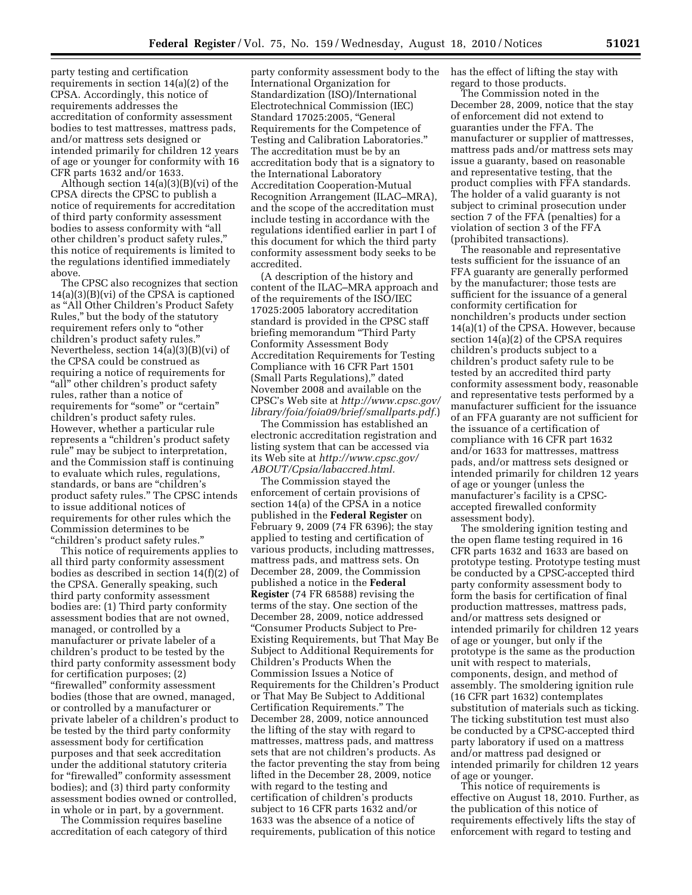party testing and certification requirements in section 14(a)(2) of the CPSA. Accordingly, this notice of requirements addresses the accreditation of conformity assessment bodies to test mattresses, mattress pads, and/or mattress sets designed or intended primarily for children 12 years of age or younger for conformity with 16 CFR parts 1632 and/or 1633.

Although section 14(a)(3)(B)(vi) of the CPSA directs the CPSC to publish a notice of requirements for accreditation of third party conformity assessment bodies to assess conformity with "all other children's product safety rules," this notice of requirements is limited to the regulations identified immediately above.

The CPSC also recognizes that section 14(a)(3)(B)(vi) of the CPSA is captioned as "All Other Children's Product Safety Rules," but the body of the statutory requirement refers only to "other children's product safety rules." Nevertheless, section 14(a)(3)(B)(vi) of the CPSA could be construed as requiring a notice of requirements for "all" other children's product safety rules, rather than a notice of requirements for "some" or "certain" children's product safety rules. However, whether a particular rule represents a "children's product safety rule" may be subject to interpretation, and the Commission staff is continuing to evaluate which rules, regulations, standards, or bans are "children's product safety rules." The CPSC intends to issue additional notices of requirements for other rules which the Commission determines to be "children's product safety rules."

This notice of requirements applies to all third party conformity assessment bodies as described in section 14(f)(2) of the CPSA. Generally speaking, such third party conformity assessment bodies are: (1) Third party conformity assessment bodies that are not owned, managed, or controlled by a manufacturer or private labeler of a children's product to be tested by the third party conformity assessment body for certification purposes; (2) "firewalled" conformity assessment bodies (those that are owned, managed, or controlled by a manufacturer or private labeler of a children's product to be tested by the third party conformity assessment body for certification purposes and that seek accreditation under the additional statutory criteria for "firewalled" conformity assessment bodies); and (3) third party conformity assessment bodies owned or controlled, in whole or in part, by a government.

The Commission requires baseline accreditation of each category of third party conformity assessment body to the International Organization for Standardization (ISO)/International Electrotechnical Commission (IEC) Standard 17025:2005, "General Requirements for the Competence of Testing and Calibration Laboratories." The accreditation must be by an accreditation body that is a signatory to the International Laboratory Accreditation Cooperation-Mutual Recognition Arrangement (ILAC–MRA), and the scope of the accreditation must include testing in accordance with the regulations identified earlier in part I of this document for which the third party conformity assessment body seeks to be accredited.

(A description of the history and content of the ILAC–MRA approach and of the requirements of the ISO/IEC 17025:2005 laboratory accreditation standard is provided in the CPSC staff briefing memorandum "Third Party Conformity Assessment Body Accreditation Requirements for Testing Compliance with 16 CFR Part 1501 (Small Parts Regulations)," dated November 2008 and available on the CPSC's Web site at *http://www.cpsc.gov/library/foia/foia09/brief/smallparts.pdf*.)

The Commission has established an electronic accreditation registration and listing system that can be accessed via its Web site at *http://www.cpsc.gov/ABOUT/Cpsia/labaccred.html*.

The Commission stayed the enforcement of certain provisions of section 14(a) of the CPSA in a notice published in the **Federal Register** on February 9, 2009 (74 FR 6396); the stay applied to testing and certification of various products, including mattresses, mattress pads, and mattress sets. On December 28, 2009, the Commission published a notice in the **Federal Register** (74 FR 68588) revising the terms of the stay. One section of the December 28, 2009, notice addressed "Consumer Products Subject to Pre-Existing Requirements, but That May Be Subject to Additional Requirements for Children's Products When the Commission Issues a Notice of Requirements for the Children's Product or That May Be Subject to Additional Certification Requirements." The December 28, 2009, notice announced the lifting of the stay with regard to mattresses, mattress pads, and mattress sets that are not children's products. As the factor preventing the stay from being lifted in the December 28, 2009, notice with regard to the testing and certification of children's products subject to 16 CFR parts 1632 and/or 1633 was the absence of a notice of requirements, publication of this notice has the effect of lifting the stay with regard to those products.

The Commission noted in the December 28, 2009, notice that the stay of enforcement did not extend to guaranties under the FFA. The manufacturer or supplier of mattresses, mattress pads and/or mattress sets may issue a guaranty, based on reasonable and representative testing, that the product complies with FFA standards. The holder of a valid guaranty is not subject to criminal prosecution under section 7 of the FFA (penalties) for a violation of section 3 of the FFA (prohibited transactions).

The reasonable and representative tests sufficient for the issuance of an FFA guaranty are generally performed by the manufacturer; those tests are sufficient for the issuance of a general conformity certification for nonchildren's products under section 14(a)(1) of the CPSA. However, because section 14(a)(2) of the CPSA requires children's products subject to a children's product safety rule to be tested by an accredited third party conformity assessment body, reasonable and representative tests performed by a manufacturer sufficient for the issuance of an FFA guaranty are not sufficient for the issuance of a certification of compliance with 16 CFR part 1632 and/or 1633 for mattresses, mattress pads, and/or mattress sets designed or intended primarily for children 12 years of age or younger (unless the manufacturer's facility is a CPSC-accepted firewalled conformity assessment body).

The smoldering ignition testing and the open flame testing required in 16 CFR parts 1632 and 1633 are based on prototype testing. Prototype testing must be conducted by a CPSC-accepted third party conformity assessment body to form the basis for certification of final production mattresses, mattress pads, and/or mattress sets designed or intended primarily for children 12 years of age or younger, but only if the prototype is the same as the production unit with respect to materials, components, design, and method of assembly. The smoldering ignition rule (16 CFR part 1632) contemplates substitution of materials such as ticking. The ticking substitution test must also be conducted by a CPSC-accepted third party laboratory if used on a mattress and/or mattress pad designed or intended primarily for children 12 years of age or younger.

This notice of requirements is effective on August 18, 2010. Further, as the publication of this notice of requirements effectively lifts the stay of enforcement with regard to testing and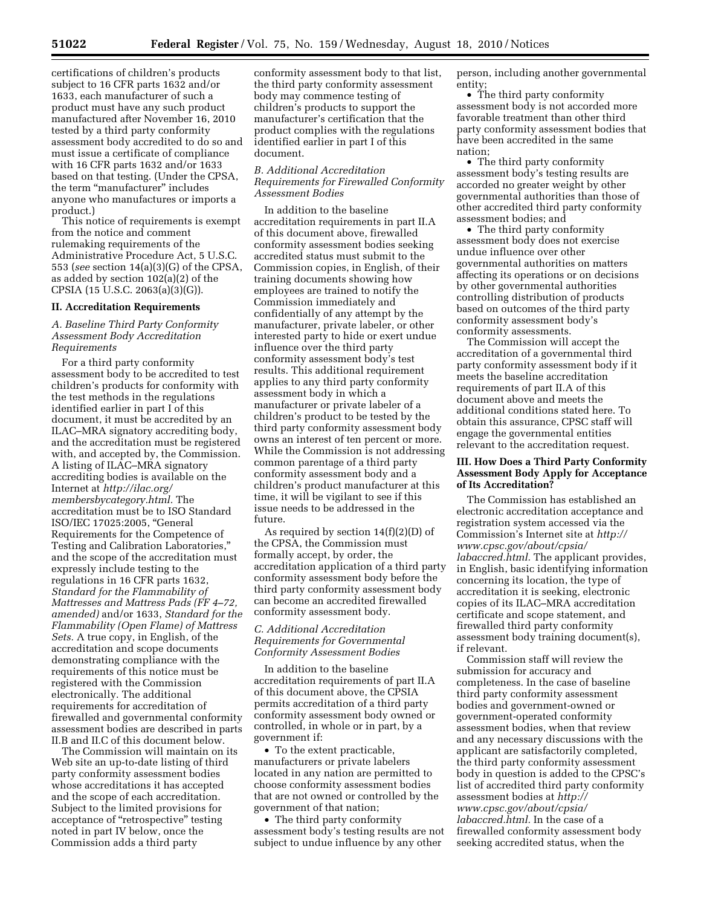certifications of children's products subject to 16 CFR parts 1632 and/or 1633, each manufacturer of such a product must have any such product manufactured after November 16, 2010 tested by a third party conformity assessment body accredited to do so and must issue a certificate of compliance with 16 CFR parts 1632 and/or 1633 based on that testing. (Under the CPSA, the term "manufacturer" includes anyone who manufactures or imports a product.)

This notice of requirements is exempt from the notice and comment rulemaking requirements of the Administrative Procedure Act, 5 U.S.C. 553 (*see* section 14(a)(3)(G) of the CPSA, as added by section 102(a)(2) of the CPSIA (15 U.S.C. 2063(a)(3)(G)).

## II. Accreditation Requirements

### *A. Baseline Third Party Conformity Assessment Body Accreditation Requirements*

For a third party conformity assessment body to be accredited to test children's products for conformity with the test methods in the regulations identified earlier in part I of this document, it must be accredited by an ILAC–MRA signatory accrediting body, and the accreditation must be registered with, and accepted by, the Commission. A listing of ILAC–MRA signatory accrediting bodies is available on the Internet at *http://ilac.org/membersbycategory.html.* The accreditation must be to ISO Standard ISO/IEC 17025:2005, "General Requirements for the Competence of Testing and Calibration Laboratories," and the scope of the accreditation must expressly include testing to the regulations in 16 CFR parts 1632, *Standard for the Flammability of Mattresses and Mattress Pads (FF 4–72, amended)* and/or 1633, *Standard for the Flammability (Open Flame) of Mattress Sets.* A true copy, in English, of the accreditation and scope documents demonstrating compliance with the requirements of this notice must be registered with the Commission electronically. The additional requirements for accreditation of firewalled and governmental conformity assessment bodies are described in parts II.B and II.C of this document below.

The Commission will maintain on its Web site an up-to-date listing of third party conformity assessment bodies whose accreditations it has accepted and the scope of each accreditation. Subject to the limited provisions for acceptance of "retrospective" testing noted in part IV below, once the Commission adds a third party conformity assessment body to that list, the third party conformity assessment body may commence testing of children's products to support the manufacturer's certification that the product complies with the regulations identified earlier in part I of this document.

### *B. Additional Accreditation Requirements for Firewalled Conformity Assessment Bodies*

In addition to the baseline accreditation requirements in part II.A of this document above, firewalled conformity assessment bodies seeking accredited status must submit to the Commission copies, in English, of their training documents showing how employees are trained to notify the Commission immediately and confidentially of any attempt by the manufacturer, private labeler, or other interested party to hide or exert undue influence over the third party conformity assessment body's test results. This additional requirement applies to any third party conformity assessment body in which a manufacturer or private labeler of a children's product to be tested by the third party conformity assessment body owns an interest of ten percent or more. While the Commission is not addressing common parentage of a third party conformity assessment body and a children's product manufacturer at this time, it will be vigilant to see if this issue needs to be addressed in the future.

As required by section 14(f)(2)(D) of the CPSA, the Commission must formally accept, by order, the accreditation application of a third party conformity assessment body before the third party conformity assessment body can become an accredited firewalled conformity assessment body.

### *C. Additional Accreditation Requirements for Governmental Conformity Assessment Bodies*

In addition to the baseline accreditation requirements of part II.A of this document above, the CPSIA permits accreditation of a third party conformity assessment body owned or controlled, in whole or in part, by a government if:

- To the extent practicable, manufacturers or private labelers located in any nation are permitted to choose conformity assessment bodies that are not owned or controlled by the government of that nation;
- The third party conformity assessment body's testing results are not subject to undue influence by any other person, including another governmental entity;
- The third party conformity assessment body is not accorded more favorable treatment than other third party conformity assessment bodies that have been accredited in the same nation;
- The third party conformity assessment body's testing results are accorded no greater weight by other governmental authorities than those of other accredited third party conformity assessment bodies; and
- The third party conformity assessment body does not exercise undue influence over other governmental authorities on matters affecting its operations or on decisions by other governmental authorities controlling distribution of products based on outcomes of the third party conformity assessment body's conformity assessments.

The Commission will accept the accreditation of a governmental third party conformity assessment body if it meets the baseline accreditation requirements of part II.A of this document above and meets the additional conditions stated here. To obtain this assurance, CPSC staff will engage the governmental entities relevant to the accreditation request.

## III. How Does a Third Party Conformity Assessment Body Apply for Acceptance of Its Accreditation?

The Commission has established an electronic accreditation acceptance and registration system accessed via the Commission's Internet site at *http://www.cpsc.gov/about/cpsia/labaccred.html.* The applicant provides, in English, basic identifying information concerning its location, the type of accreditation it is seeking, electronic copies of its ILAC–MRA accreditation certificate and scope statement, and firewalled third party conformity assessment body training document(s), if relevant.

Commission staff will review the submission for accuracy and completeness. In the case of baseline third party conformity assessment bodies and government-owned or government-operated conformity assessment bodies, when that review and any necessary discussions with the applicant are satisfactorily completed, the third party conformity assessment body in question is added to the CPSC's list of accredited third party conformity assessment bodies at *http://www.cpsc.gov/about/cpsia/labaccred.html.* In the case of a firewalled conformity assessment body seeking accredited status, when the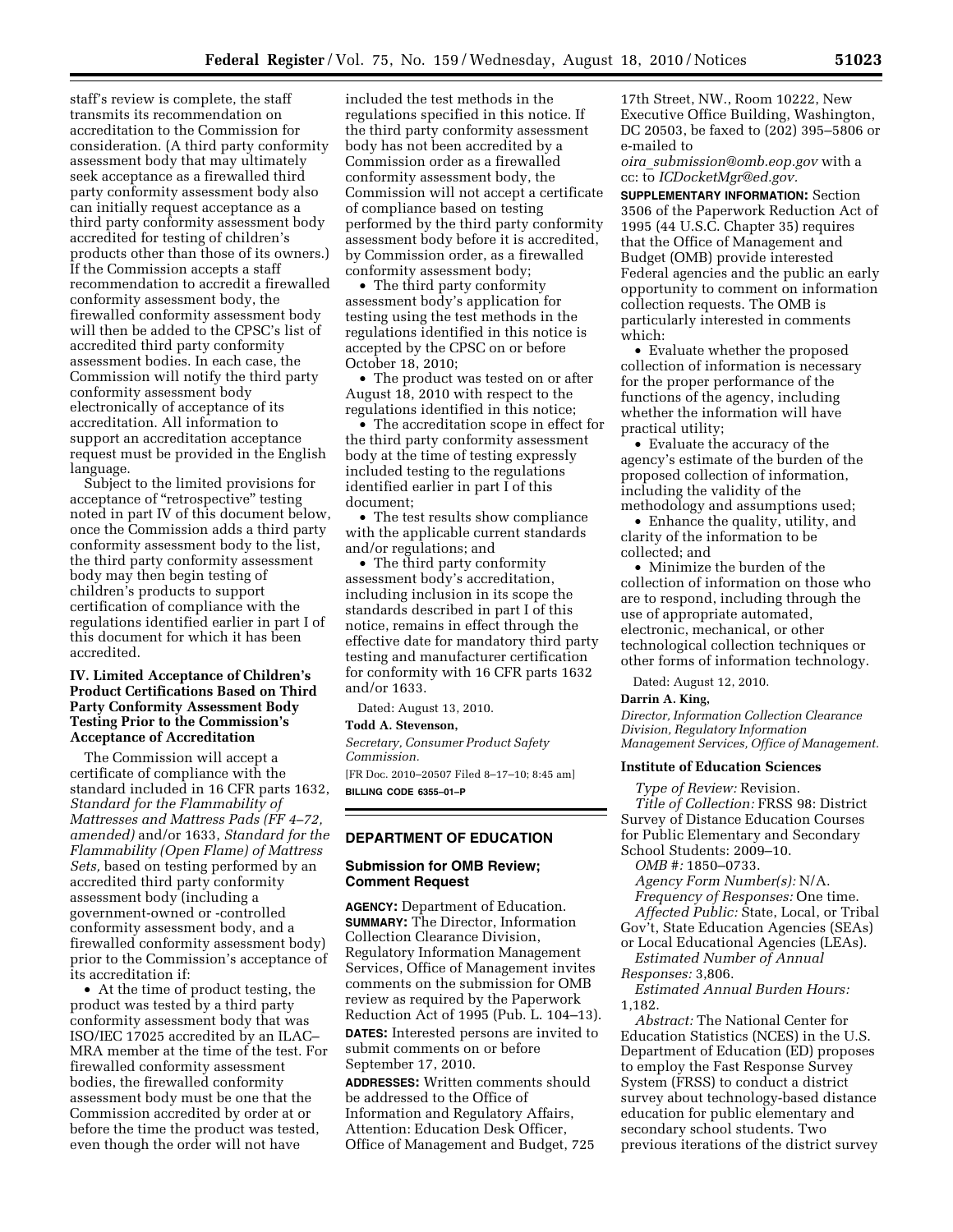staff's review is complete, the staff transmits its recommendation on accreditation to the Commission for consideration. (A third party conformity assessment body that may ultimately seek acceptance as a firewalled third party conformity assessment body also can initially request acceptance as a third party conformity assessment body accredited for testing of children's products other than those of its owners.) If the Commission accepts a staff recommendation to accredit a firewalled conformity assessment body, the firewalled conformity assessment body will then be added to the CPSC's list of accredited third party conformity assessment bodies. In each case, the Commission will notify the third party conformity assessment body electronically of acceptance of its accreditation. All information to support an accreditation acceptance request must be provided in the English language.

Subject to the limited provisions for acceptance of "retrospective" testing noted in part IV of this document below, once the Commission adds a third party conformity assessment body to the list, the third party conformity assessment body may then begin testing of children's products to support certification of compliance with the regulations identified earlier in part I of this document for which it has been accredited.

## IV. Limited Acceptance of Children's Product Certifications Based on Third Party Conformity Assessment Body Testing Prior to the Commission's Acceptance of Accreditation

The Commission will accept a certificate of compliance with the standard included in 16 CFR parts 1632, *Standard for the Flammability of Mattresses and Mattress Pads (FF 4–72, amended)* and/or 1633, *Standard for the Flammability (Open Flame) of Mattress Sets,* based on testing performed by an accredited third party conformity assessment body (including a government-owned or -controlled conformity assessment body, and a firewalled conformity assessment body) prior to the Commission's acceptance of its accreditation if:

- At the time of product testing, the product was tested by a third party conformity assessment body that was ISO/IEC 17025 accredited by an ILAC–MRA member at the time of the test. For firewalled conformity assessment bodies, the firewalled conformity assessment body must be one that the Commission accredited by order at or before the time the product was tested, even though the order will not have included the test methods in the regulations specified in this notice. If the third party conformity assessment body has not been accredited by a Commission order as a firewalled conformity assessment body, the Commission will not accept a certificate of compliance based on testing performed by the third party conformity assessment body before it is accredited, by Commission order, as a firewalled conformity assessment body;
- The third party conformity assessment body's application for testing using the test methods in the regulations identified in this notice is accepted by the CPSC on or before October 18, 2010;
- The product was tested on or after August 18, 2010 with respect to the regulations identified in this notice;
- The accreditation scope in effect for the third party conformity assessment body at the time of testing expressly included testing to the regulations identified earlier in part I of this document;
- The test results show compliance with the applicable current standards and/or regulations; and
- The third party conformity assessment body's accreditation, including inclusion in its scope the standards described in part I of this notice, remains in effect through the effective date for mandatory third party testing and manufacturer certification for conformity with 16 CFR parts 1632 and/or 1633.

Dated: August 13, 2010.

**Todd A. Stevenson,**

*Secretary, Consumer Product Safety Commission.*

[FR Doc. 2010–20507 Filed 8–17–10; 8:45 am]

**BILLING CODE 6355–01–P**

## DEPARTMENT OF EDUCATION

### Submission for OMB Review; Comment Request

**AGENCY:** Department of Education.

**SUMMARY:** The Director, Information Collection Clearance Division, Regulatory Information Management Services, Office of Management invites comments on the submission for OMB review as required by the Paperwork Reduction Act of 1995 (Pub. L. 104–13).

**DATES:** Interested persons are invited to submit comments on or before September 17, 2010.

**ADDRESSES:** Written comments should be addressed to the Office of Information and Regulatory Affairs, Attention: Education Desk Officer, Office of Management and Budget, 725 17th Street, NW., Room 10222, New Executive Office Building, Washington, DC 20503, be faxed to (202) 395–5806 or e-mailed to *oira_submission@omb.eop.gov* with a cc: to *ICDocketMgr@ed.gov.*

**SUPPLEMENTARY INFORMATION:** Section 3506 of the Paperwork Reduction Act of 1995 (44 U.S.C. Chapter 35) requires that the Office of Management and Budget (OMB) provide interested Federal agencies and the public an early opportunity to comment on information collection requests. The OMB is particularly interested in comments which:

- Evaluate whether the proposed collection of information is necessary for the proper performance of the functions of the agency, including whether the information will have practical utility;
- Evaluate the accuracy of the agency's estimate of the burden of the proposed collection of information, including the validity of the methodology and assumptions used;
- Enhance the quality, utility, and clarity of the information to be collected; and
- Minimize the burden of the collection of information on those who are to respond, including through the use of appropriate automated, electronic, mechanical, or other technological collection techniques or other forms of information technology.

Dated: August 12, 2010.

**Darrin A. King,**

*Director, Information Collection Clearance Division, Regulatory Information Management Services, Office of Management.*

**Institute of Education Sciences**

*Type of Review:* Revision.

*Title of Collection:* FRSS 98: District Survey of Distance Education Courses for Public Elementary and Secondary School Students: 2009–10.

*OMB #:* 1850–0733.

*Agency Form Number(s):* N/A.

*Frequency of Responses:* One time.

*Affected Public:* State, Local, or Tribal Gov't, State Education Agencies (SEAs) or Local Educational Agencies (LEAs).

*Estimated Number of Annual Responses:* 3,806.

*Estimated Annual Burden Hours:* 1,182.

*Abstract:* The National Center for Education Statistics (NCES) in the U.S. Department of Education (ED) proposes to employ the Fast Response Survey System (FRSS) to conduct a district survey about technology-based distance education for public elementary and secondary school students. Two previous iterations of the district survey